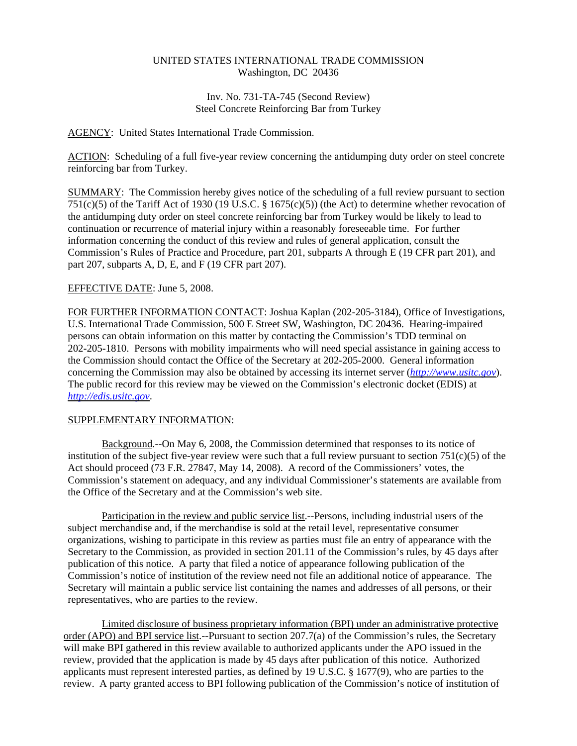UNITED STATES INTERNATIONAL TRADE COMMISSION
Washington, DC 20436

Inv. No. 731-TA-745 (Second Review)
Steel Concrete Reinforcing Bar from Turkey

AGENCY: United States International Trade Commission.

ACTION: Scheduling of a full five-year review concerning the antidumping duty order on steel concrete reinforcing bar from Turkey.

SUMMARY: The Commission hereby gives notice of the scheduling of a full review pursuant to section 751(c)(5) of the Tariff Act of 1930 (19 U.S.C. § 1675(c)(5)) (the Act) to determine whether revocation of the antidumping duty order on steel concrete reinforcing bar from Turkey would be likely to lead to continuation or recurrence of material injury within a reasonably foreseeable time. For further information concerning the conduct of this review and rules of general application, consult the Commission's Rules of Practice and Procedure, part 201, subparts A through E (19 CFR part 201), and part 207, subparts A, D, E, and F (19 CFR part 207).

EFFECTIVE DATE: June 5, 2008.

FOR FURTHER INFORMATION CONTACT: Joshua Kaplan (202-205-3184), Office of Investigations, U.S. International Trade Commission, 500 E Street SW, Washington, DC 20436. Hearing-impaired persons can obtain information on this matter by contacting the Commission's TDD terminal on 202-205-1810. Persons with mobility impairments who will need special assistance in gaining access to the Commission should contact the Office of the Secretary at 202-205-2000. General information concerning the Commission may also be obtained by accessing its internet server (*http://www.usitc.gov*). The public record for this review may be viewed on the Commission's electronic docket (EDIS) at *http://edis.usitc.gov*.

SUPPLEMENTARY INFORMATION:

Background.--On May 6, 2008, the Commission determined that responses to its notice of institution of the subject five-year review were such that a full review pursuant to section 751(c)(5) of the Act should proceed (73 F.R. 27847, May 14, 2008). A record of the Commissioners' votes, the Commission's statement on adequacy, and any individual Commissioner's statements are available from the Office of the Secretary and at the Commission's web site.

Participation in the review and public service list.--Persons, including industrial users of the subject merchandise and, if the merchandise is sold at the retail level, representative consumer organizations, wishing to participate in this review as parties must file an entry of appearance with the Secretary to the Commission, as provided in section 201.11 of the Commission's rules, by 45 days after publication of this notice. A party that filed a notice of appearance following publication of the Commission's notice of institution of the review need not file an additional notice of appearance. The Secretary will maintain a public service list containing the names and addresses of all persons, or their representatives, who are parties to the review.

Limited disclosure of business proprietary information (BPI) under an administrative protective order (APO) and BPI service list.--Pursuant to section 207.7(a) of the Commission's rules, the Secretary will make BPI gathered in this review available to authorized applicants under the APO issued in the review, provided that the application is made by 45 days after publication of this notice. Authorized applicants must represent interested parties, as defined by 19 U.S.C. § 1677(9), who are parties to the review. A party granted access to BPI following publication of the Commission's notice of institution of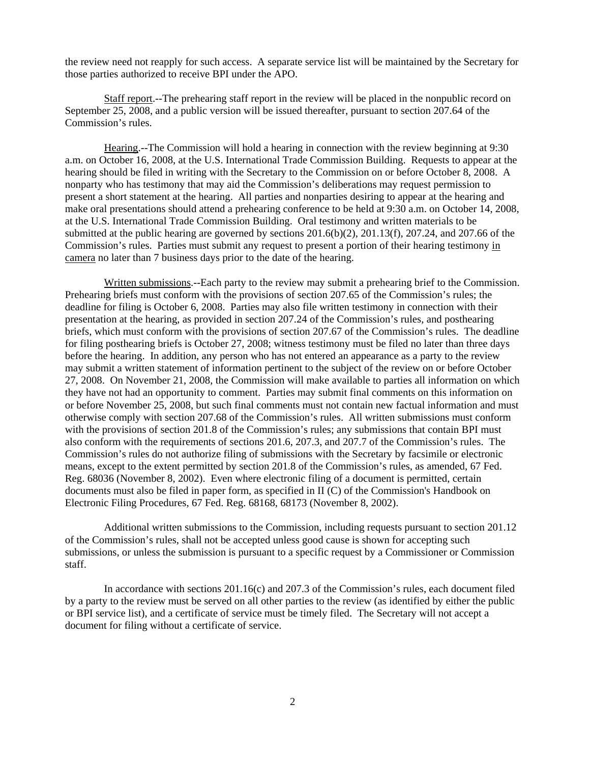the review need not reapply for such access. A separate service list will be maintained by the Secretary for those parties authorized to receive BPI under the APO.

Staff report.--The prehearing staff report in the review will be placed in the nonpublic record on September 25, 2008, and a public version will be issued thereafter, pursuant to section 207.64 of the Commission's rules.

Hearing.--The Commission will hold a hearing in connection with the review beginning at 9:30 a.m. on October 16, 2008, at the U.S. International Trade Commission Building. Requests to appear at the hearing should be filed in writing with the Secretary to the Commission on or before October 8, 2008. A nonparty who has testimony that may aid the Commission's deliberations may request permission to present a short statement at the hearing. All parties and nonparties desiring to appear at the hearing and make oral presentations should attend a prehearing conference to be held at 9:30 a.m. on October 14, 2008, at the U.S. International Trade Commission Building. Oral testimony and written materials to be submitted at the public hearing are governed by sections 201.6(b)(2), 201.13(f), 207.24, and 207.66 of the Commission's rules. Parties must submit any request to present a portion of their hearing testimony in camera no later than 7 business days prior to the date of the hearing.

Written submissions.--Each party to the review may submit a prehearing brief to the Commission. Prehearing briefs must conform with the provisions of section 207.65 of the Commission's rules; the deadline for filing is October 6, 2008. Parties may also file written testimony in connection with their presentation at the hearing, as provided in section 207.24 of the Commission's rules, and posthearing briefs, which must conform with the provisions of section 207.67 of the Commission's rules. The deadline for filing posthearing briefs is October 27, 2008; witness testimony must be filed no later than three days before the hearing. In addition, any person who has not entered an appearance as a party to the review may submit a written statement of information pertinent to the subject of the review on or before October 27, 2008. On November 21, 2008, the Commission will make available to parties all information on which they have not had an opportunity to comment. Parties may submit final comments on this information on or before November 25, 2008, but such final comments must not contain new factual information and must otherwise comply with section 207.68 of the Commission's rules. All written submissions must conform with the provisions of section 201.8 of the Commission's rules; any submissions that contain BPI must also conform with the requirements of sections 201.6, 207.3, and 207.7 of the Commission's rules. The Commission's rules do not authorize filing of submissions with the Secretary by facsimile or electronic means, except to the extent permitted by section 201.8 of the Commission's rules, as amended, 67 Fed. Reg. 68036 (November 8, 2002). Even where electronic filing of a document is permitted, certain documents must also be filed in paper form, as specified in II (C) of the Commission's Handbook on Electronic Filing Procedures, 67 Fed. Reg. 68168, 68173 (November 8, 2002).

Additional written submissions to the Commission, including requests pursuant to section 201.12 of the Commission's rules, shall not be accepted unless good cause is shown for accepting such submissions, or unless the submission is pursuant to a specific request by a Commissioner or Commission staff.

In accordance with sections 201.16(c) and 207.3 of the Commission's rules, each document filed by a party to the review must be served on all other parties to the review (as identified by either the public or BPI service list), and a certificate of service must be timely filed. The Secretary will not accept a document for filing without a certificate of service.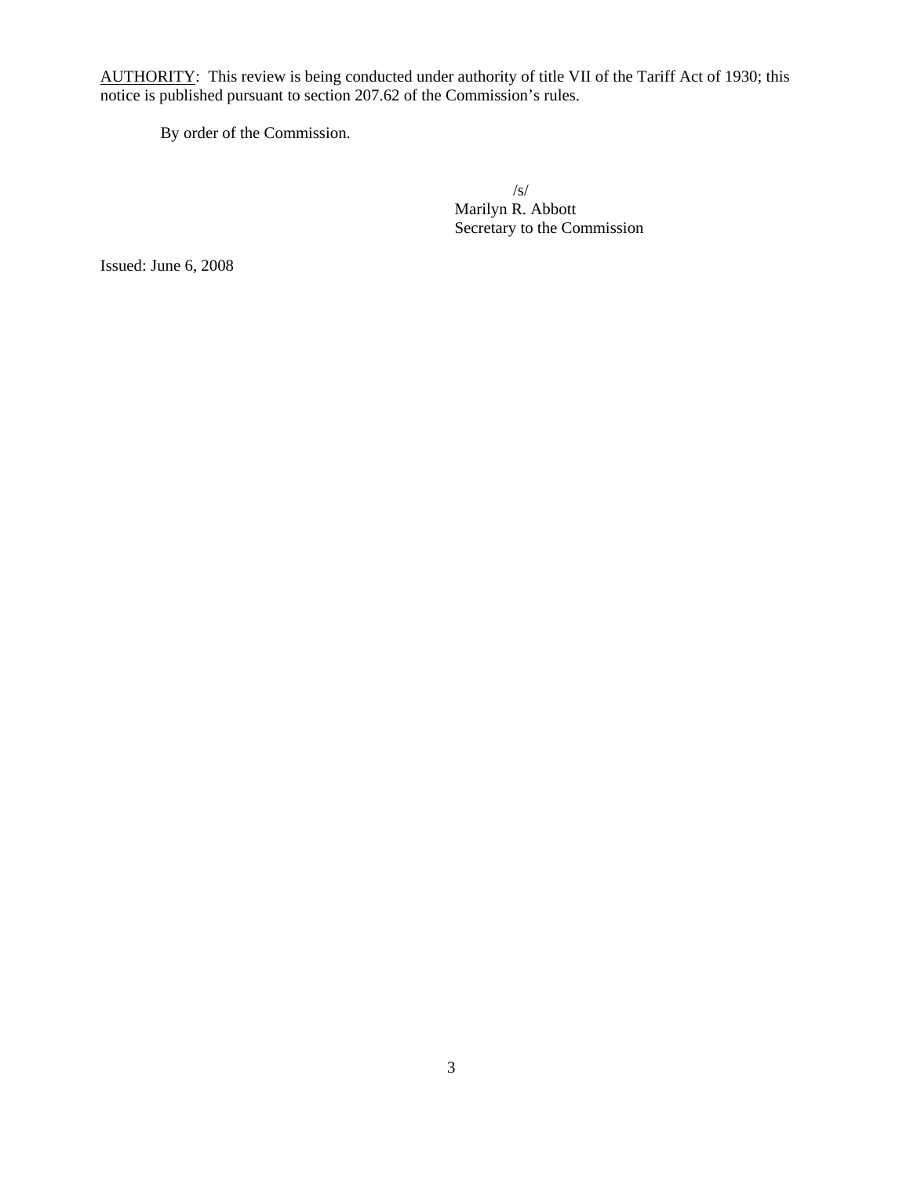AUTHORITY: This review is being conducted under authority of title VII of the Tariff Act of 1930; this notice is published pursuant to section 207.62 of the Commission's rules.

By order of the Commission.

/s/
Marilyn R. Abbott
Secretary to the Commission

Issued: June 6, 2008